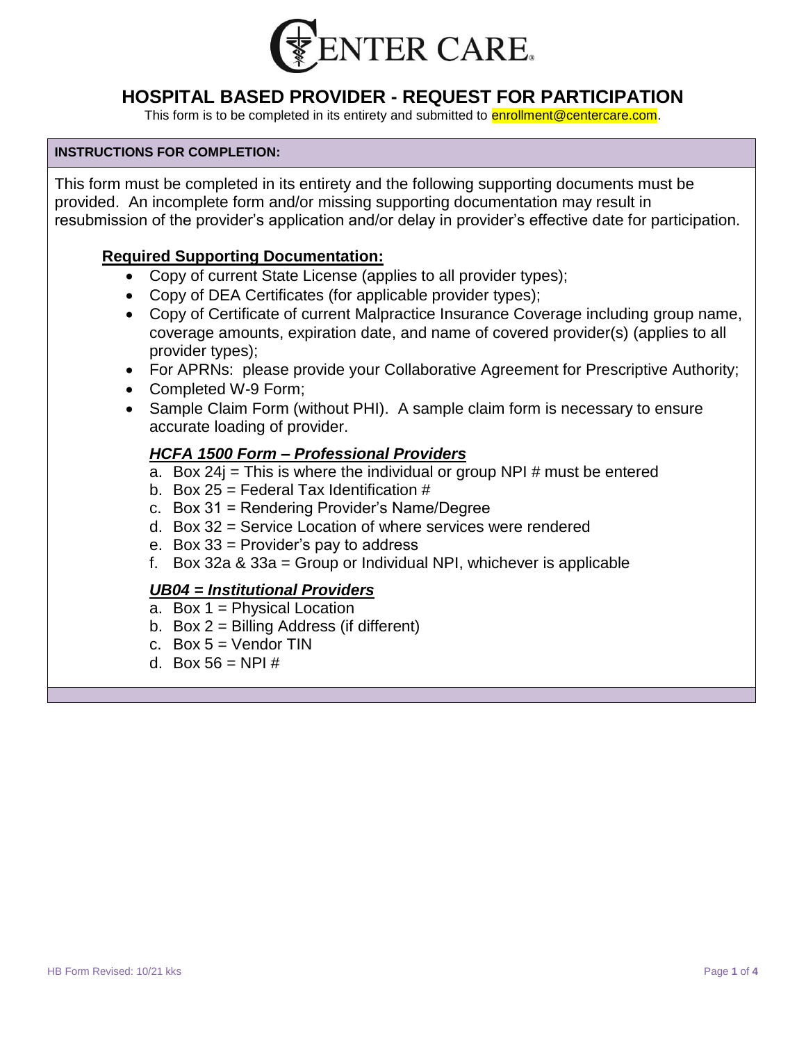# CENTER CARE

## HOSPITAL BASED PROVIDER - REQUEST FOR PARTICIPATION

This form is to be completed in its entirety and submitted to enrollment@centercare.com.

**INSTRUCTIONS FOR COMPLETION:**

This form must be completed in its entirety and the following supporting documents must be provided. An incomplete form and/or missing supporting documentation may result in resubmission of the provider's application and/or delay in provider's effective date for participation.

**Required Supporting Documentation:**

- Copy of current State License (applies to all provider types);
- Copy of DEA Certificates (for applicable provider types);
- Copy of Certificate of current Malpractice Insurance Coverage including group name, coverage amounts, expiration date, and name of covered provider(s) (applies to all provider types);
- For APRNs: please provide your Collaborative Agreement for Prescriptive Authority;
- Completed W-9 Form;
- Sample Claim Form (without PHI). A sample claim form is necessary to ensure accurate loading of provider.

***HCFA 1500 Form – Professional Providers***

a. Box 24j = This is where the individual or group NPI # must be entered
b. Box 25 = Federal Tax Identification #
c. Box 31 = Rendering Provider's Name/Degree
d. Box 32 = Service Location of where services were rendered
e. Box 33 = Provider's pay to address
f. Box 32a & 33a = Group or Individual NPI, whichever is applicable

***UB04 = Institutional Providers***

a. Box 1 = Physical Location
b. Box 2 = Billing Address (if different)
c. Box 5 = Vendor TIN
d. Box 56 = NPI #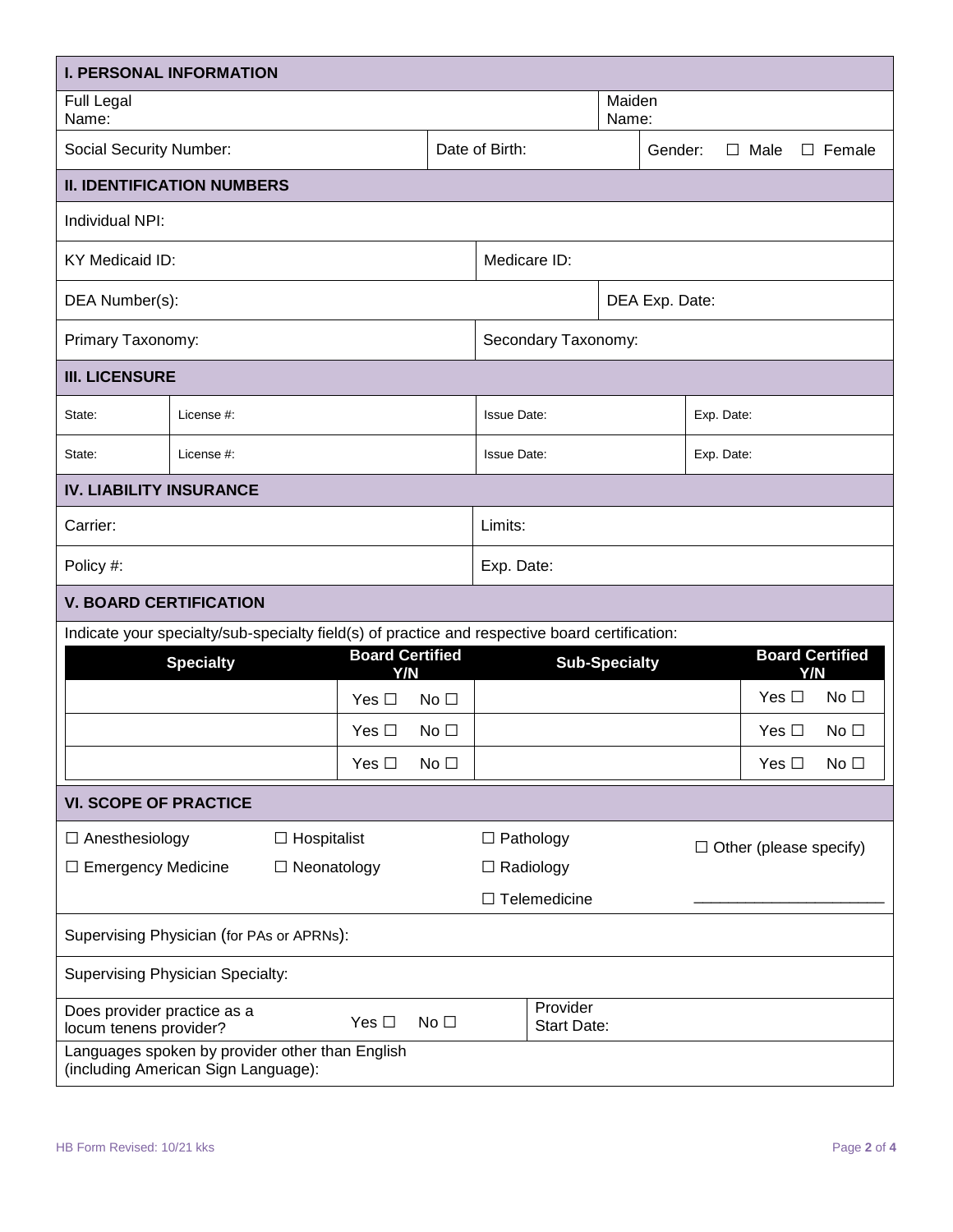## I. PERSONAL INFORMATION

| | | | |
|---|---|---|---|
| Full Legal Name: | | Maiden Name: | |
| Social Security Number: | Date of Birth: | Gender: ☐ Male ☐ Female | |

## II. IDENTIFICATION NUMBERS

| | |
|---|---|
| Individual NPI: | |
| KY Medicaid ID: | Medicare ID: |
| DEA Number(s): | DEA Exp. Date: |
| Primary Taxonomy: | Secondary Taxonomy: |

## III. LICENSURE

| | | | |
|---|---|---|---|
| State: | License #: | Issue Date: | Exp. Date: |
| State: | License #: | Issue Date: | Exp. Date: |

## IV. LIABILITY INSURANCE

| | |
|---|---|
| Carrier: | Limits: |
| Policy #: | Exp. Date: |

## V. BOARD CERTIFICATION

Indicate your specialty/sub-specialty field(s) of practice and respective board certification:

| Specialty | Board Certified Y/N | Sub-Specialty | Board Certified Y/N |
|---|---|---|---|
| | Yes ☐ No ☐ | | Yes ☐ No ☐ |
| | Yes ☐ No ☐ | | Yes ☐ No ☐ |
| | Yes ☐ No ☐ | | Yes ☐ No ☐ |

## VI. SCOPE OF PRACTICE

☐ Anesthesiology ☐ Hospitalist ☐ Pathology ☐ Other (please specify)

☐ Emergency Medicine ☐ Neonatology ☐ Radiology

☐ Telemedicine ______________________

| | | |
|---|---|---|
| Supervising Physician (for PAs or APRNs): | | |
| Supervising Physician Specialty: | | |
| Does provider practice as a locum tenens provider? | Yes ☐ No ☐ | Provider Start Date: |
| Languages spoken by provider other than English (including American Sign Language): | | |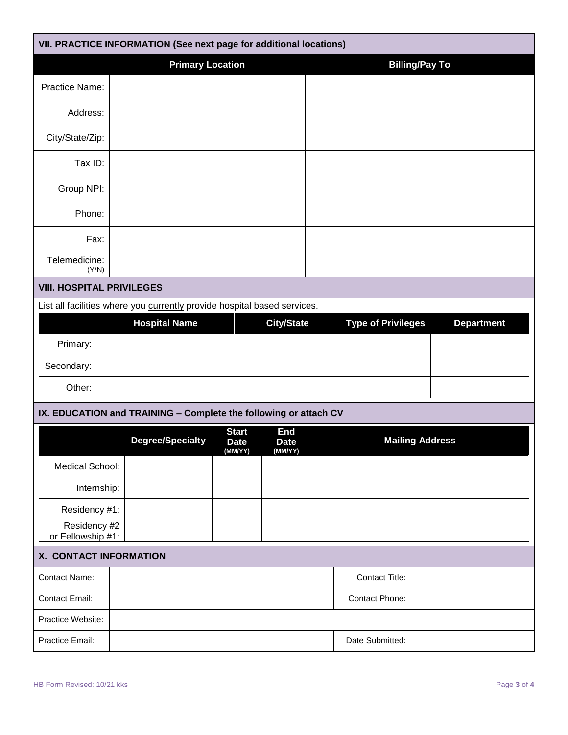## VII. PRACTICE INFORMATION (See next page for additional locations)

| | Primary Location | Billing/Pay To |
|---|---|---|
| Practice Name: | | |
| Address: | | |
| City/State/Zip: | | |
| Tax ID: | | |
| Group NPI: | | |
| Phone: | | |
| Fax: | | |
| Telemedicine: (Y/N) | | |

## VIII. HOSPITAL PRIVILEGES

List all facilities where you <u>currently</u> provide hospital based services.

| | Hospital Name | City/State | Type of Privileges | Department |
|---|---|---|---|---|
| Primary: | | | | |
| Secondary: | | | | |
| Other: | | | | |

## IX. EDUCATION and TRAINING – Complete the following or attach CV

| | Degree/Specialty | Start Date (MM/YY) | End Date (MM/YY) | Mailing Address |
|---|---|---|---|---|
| Medical School: | | | | |
| Internship: | | | | |
| Residency #1: | | | | |
| Residency #2 or Fellowship #1: | | | | |

## X. CONTACT INFORMATION

| | | | |
|---|---|---|---|
| Contact Name: | | Contact Title: | |
| Contact Email: | | Contact Phone: | |
| Practice Website: | | | |
| Practice Email: | | Date Submitted: | |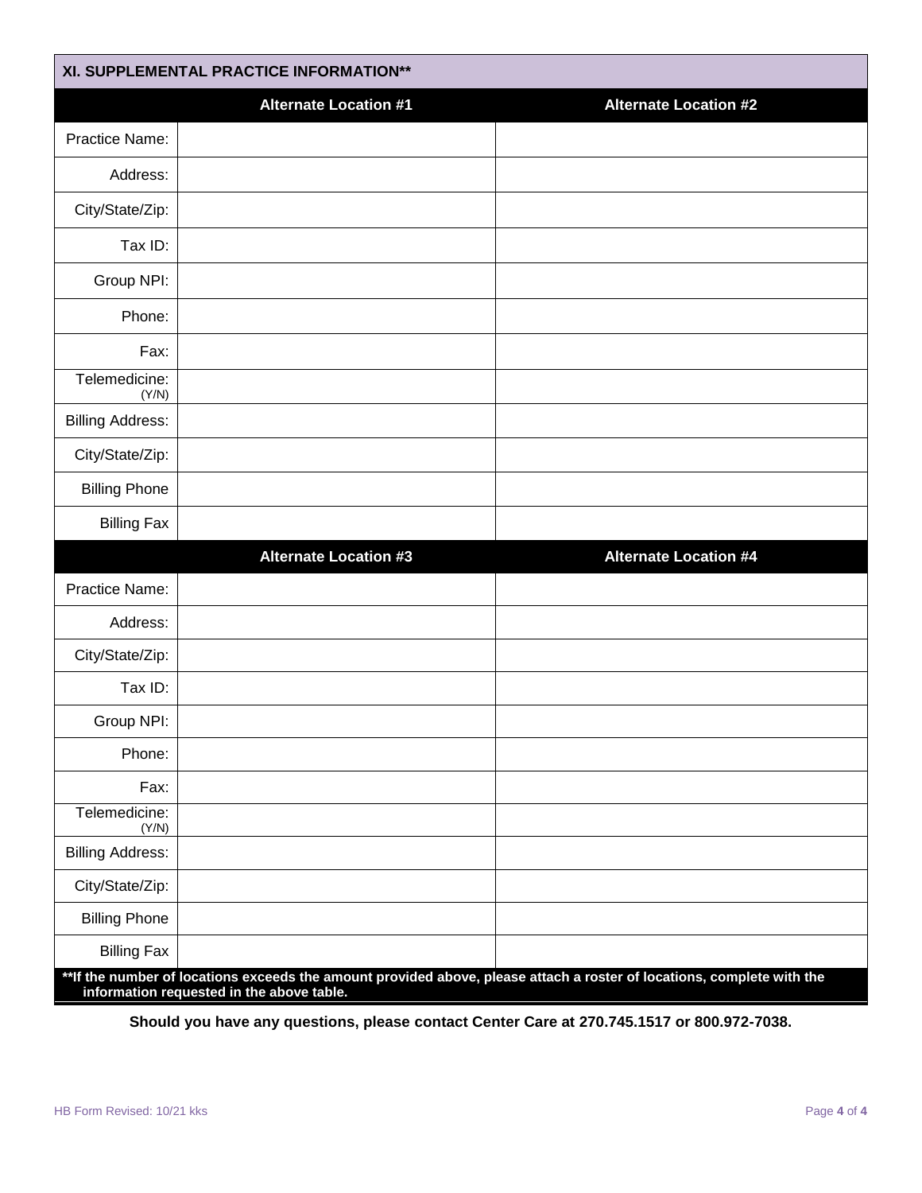## XI. SUPPLEMENTAL PRACTICE INFORMATION**

| | Alternate Location #1 | Alternate Location #2 |
|---|---|---|
| Practice Name: | | |
| Address: | | |
| City/State/Zip: | | |
| Tax ID: | | |
| Group NPI: | | |
| Phone: | | |
| Fax: | | |
| Telemedicine: (Y/N) | | |
| Billing Address: | | |
| City/State/Zip: | | |
| Billing Phone | | |
| Billing Fax | | |

| | Alternate Location #3 | Alternate Location #4 |
|---|---|---|
| Practice Name: | | |
| Address: | | |
| City/State/Zip: | | |
| Tax ID: | | |
| Group NPI: | | |
| Phone: | | |
| Fax: | | |
| Telemedicine: (Y/N) | | |
| Billing Address: | | |
| City/State/Zip: | | |
| Billing Phone | | |
| Billing Fax | | |

****If the number of locations exceeds the amount provided above, please attach a roster of locations, complete with the information requested in the above table.**

**Should you have any questions, please contact Center Care at 270.745.1517 or 800.972-7038.**

HB Form Revised: 10/21 kks